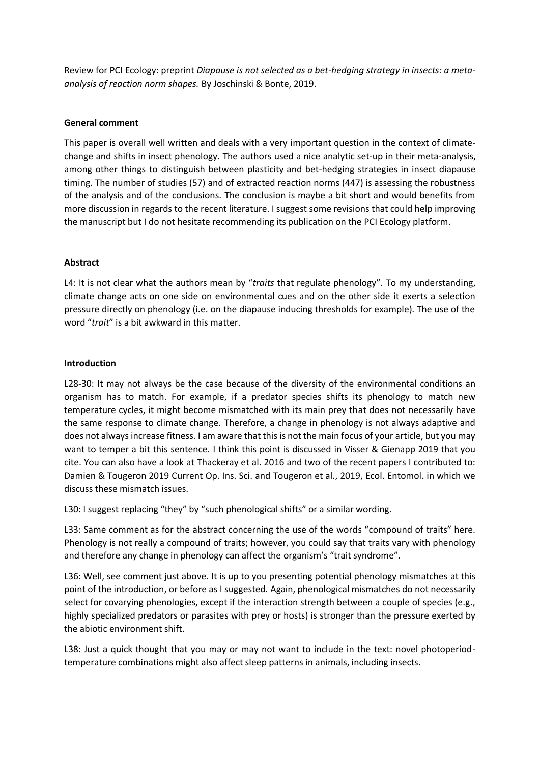Review for PCI Ecology: preprint *Diapause is not selected as a bet-hedging strategy in insects: a meta-analysis of reaction norm shapes.* By Joschinski & Bonte, 2019.

**General comment**

This paper is overall well written and deals with a very important question in the context of climate-change and shifts in insect phenology. The authors used a nice analytic set-up in their meta-analysis, among other things to distinguish between plasticity and bet-hedging strategies in insect diapause timing. The number of studies (57) and of extracted reaction norms (447) is assessing the robustness of the analysis and of the conclusions. The conclusion is maybe a bit short and would benefits from more discussion in regards to the recent literature. I suggest some revisions that could help improving the manuscript but I do not hesitate recommending its publication on the PCI Ecology platform.

**Abstract**

L4: It is not clear what the authors mean by "*traits* that regulate phenology". To my understanding, climate change acts on one side on environmental cues and on the other side it exerts a selection pressure directly on phenology (i.e. on the diapause inducing thresholds for example). The use of the word "*trait*" is a bit awkward in this matter.

**Introduction**

L28-30: It may not always be the case because of the diversity of the environmental conditions an organism has to match. For example, if a predator species shifts its phenology to match new temperature cycles, it might become mismatched with its main prey that does not necessarily have the same response to climate change. Therefore, a change in phenology is not always adaptive and does not always increase fitness. I am aware that this is not the main focus of your article, but you may want to temper a bit this sentence. I think this point is discussed in Visser & Gienapp 2019 that you cite. You can also have a look at Thackeray et al. 2016 and two of the recent papers I contributed to: Damien & Tougeron 2019 Current Op. Ins. Sci. and Tougeron et al., 2019, Ecol. Entomol. in which we discuss these mismatch issues.

L30: I suggest replacing "they" by "such phenological shifts" or a similar wording.

L33: Same comment as for the abstract concerning the use of the words "compound of traits" here. Phenology is not really a compound of traits; however, you could say that traits vary with phenology and therefore any change in phenology can affect the organism's "trait syndrome".

L36: Well, see comment just above. It is up to you presenting potential phenology mismatches at this point of the introduction, or before as I suggested. Again, phenological mismatches do not necessarily select for covarying phenologies, except if the interaction strength between a couple of species (e.g., highly specialized predators or parasites with prey or hosts) is stronger than the pressure exerted by the abiotic environment shift.

L38: Just a quick thought that you may or may not want to include in the text: novel photoperiod-temperature combinations might also affect sleep patterns in animals, including insects.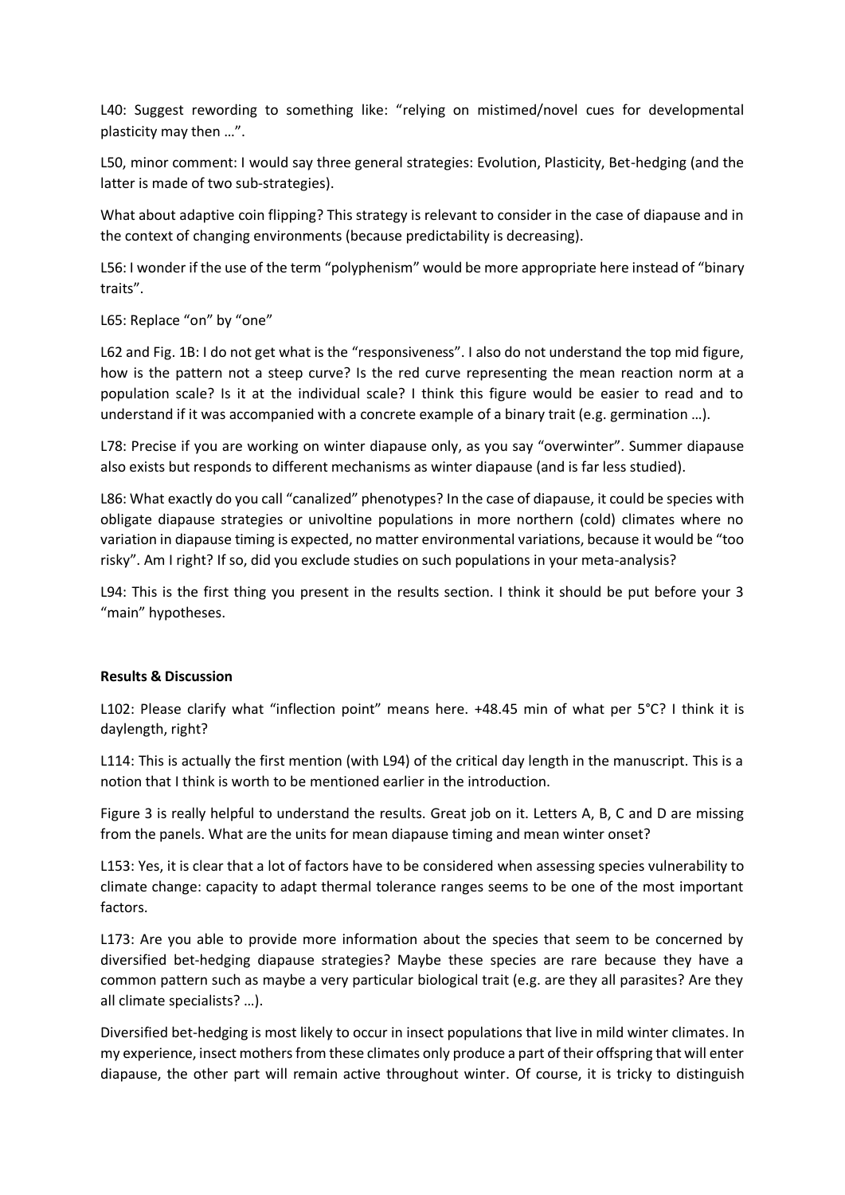L40: Suggest rewording to something like: "relying on mistimed/novel cues for developmental plasticity may then …".

L50, minor comment: I would say three general strategies: Evolution, Plasticity, Bet-hedging (and the latter is made of two sub-strategies).

What about adaptive coin flipping? This strategy is relevant to consider in the case of diapause and in the context of changing environments (because predictability is decreasing).

L56: I wonder if the use of the term "polyphenism" would be more appropriate here instead of "binary traits".

L65: Replace "on" by "one"

L62 and Fig. 1B: I do not get what is the "responsiveness". I also do not understand the top mid figure, how is the pattern not a steep curve? Is the red curve representing the mean reaction norm at a population scale? Is it at the individual scale? I think this figure would be easier to read and to understand if it was accompanied with a concrete example of a binary trait (e.g. germination …).

L78: Precise if you are working on winter diapause only, as you say "overwinter". Summer diapause also exists but responds to different mechanisms as winter diapause (and is far less studied).

L86: What exactly do you call "canalized" phenotypes? In the case of diapause, it could be species with obligate diapause strategies or univoltine populations in more northern (cold) climates where no variation in diapause timing is expected, no matter environmental variations, because it would be "too risky". Am I right? If so, did you exclude studies on such populations in your meta-analysis?

L94: This is the first thing you present in the results section. I think it should be put before your 3 "main" hypotheses.

**Results & Discussion**

L102: Please clarify what "inflection point" means here. +48.45 min of what per 5°C? I think it is daylength, right?

L114: This is actually the first mention (with L94) of the critical day length in the manuscript. This is a notion that I think is worth to be mentioned earlier in the introduction.

Figure 3 is really helpful to understand the results. Great job on it. Letters A, B, C and D are missing from the panels. What are the units for mean diapause timing and mean winter onset?

L153: Yes, it is clear that a lot of factors have to be considered when assessing species vulnerability to climate change: capacity to adapt thermal tolerance ranges seems to be one of the most important factors.

L173: Are you able to provide more information about the species that seem to be concerned by diversified bet-hedging diapause strategies? Maybe these species are rare because they have a common pattern such as maybe a very particular biological trait (e.g. are they all parasites? Are they all climate specialists? …).

Diversified bet-hedging is most likely to occur in insect populations that live in mild winter climates. In my experience, insect mothers from these climates only produce a part of their offspring that will enter diapause, the other part will remain active throughout winter. Of course, it is tricky to distinguish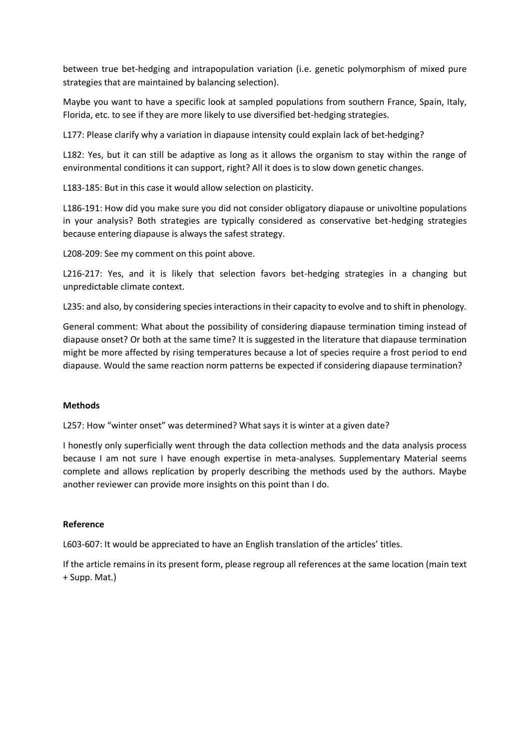between true bet-hedging and intrapopulation variation (i.e. genetic polymorphism of mixed pure strategies that are maintained by balancing selection).

Maybe you want to have a specific look at sampled populations from southern France, Spain, Italy, Florida, etc. to see if they are more likely to use diversified bet-hedging strategies.

L177: Please clarify why a variation in diapause intensity could explain lack of bet-hedging?

L182: Yes, but it can still be adaptive as long as it allows the organism to stay within the range of environmental conditions it can support, right? All it does is to slow down genetic changes.

L183-185: But in this case it would allow selection on plasticity.

L186-191: How did you make sure you did not consider obligatory diapause or univoltine populations in your analysis? Both strategies are typically considered as conservative bet-hedging strategies because entering diapause is always the safest strategy.

L208-209: See my comment on this point above.

L216-217: Yes, and it is likely that selection favors bet-hedging strategies in a changing but unpredictable climate context.

L235: and also, by considering species interactions in their capacity to evolve and to shift in phenology.

General comment: What about the possibility of considering diapause termination timing instead of diapause onset? Or both at the same time? It is suggested in the literature that diapause termination might be more affected by rising temperatures because a lot of species require a frost period to end diapause. Would the same reaction norm patterns be expected if considering diapause termination?

**Methods**

L257: How "winter onset" was determined? What says it is winter at a given date?

I honestly only superficially went through the data collection methods and the data analysis process because I am not sure I have enough expertise in meta-analyses. Supplementary Material seems complete and allows replication by properly describing the methods used by the authors. Maybe another reviewer can provide more insights on this point than I do.

**Reference**

L603-607: It would be appreciated to have an English translation of the articles' titles.

If the article remains in its present form, please regroup all references at the same location (main text + Supp. Mat.)